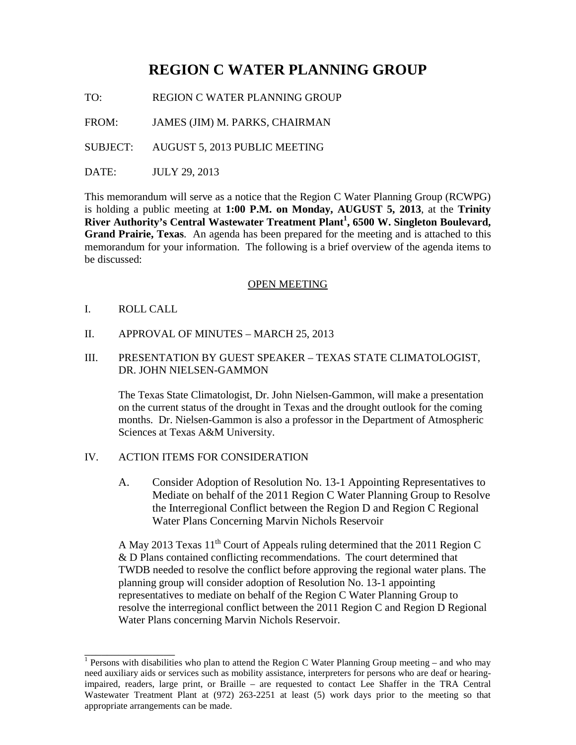# REGION C WATER PLANNING GROUP

TO: REGION C WATER PLANNING GROUP

FROM: JAMES (JIM) M. PARKS, CHAIRMAN

SUBJECT: AUGUST 5, 2013 PUBLIC MEETING

DATE: JULY 29, 2013

This memorandum will serve as a notice that the Region C Water Planning Group (RCWPG) is holding a public meeting at **1:00 P.M. on Monday, AUGUST 5, 2013**, at the **Trinity River Authority's Central Wastewater Treatment Plant[1], 6500 W. Singleton Boulevard, Grand Prairie, Texas**. An agenda has been prepared for the meeting and is attached to this memorandum for your information. The following is a brief overview of the agenda items to be discussed:

OPEN MEETING

I. ROLL CALL

II. APPROVAL OF MINUTES – MARCH 25, 2013

III. PRESENTATION BY GUEST SPEAKER – TEXAS STATE CLIMATOLOGIST, DR. JOHN NIELSEN-GAMMON

The Texas State Climatologist, Dr. John Nielsen-Gammon, will make a presentation on the current status of the drought in Texas and the drought outlook for the coming months. Dr. Nielsen-Gammon is also a professor in the Department of Atmospheric Sciences at Texas A&M University.

IV. ACTION ITEMS FOR CONSIDERATION

A. Consider Adoption of Resolution No. 13-1 Appointing Representatives to Mediate on behalf of the 2011 Region C Water Planning Group to Resolve the Interregional Conflict between the Region D and Region C Regional Water Plans Concerning Marvin Nichols Reservoir

A May 2013 Texas 11th Court of Appeals ruling determined that the 2011 Region C & D Plans contained conflicting recommendations. The court determined that TWDB needed to resolve the conflict before approving the regional water plans. The planning group will consider adoption of Resolution No. 13-1 appointing representatives to mediate on behalf of the Region C Water Planning Group to resolve the interregional conflict between the 2011 Region C and Region D Regional Water Plans concerning Marvin Nichols Reservoir.

---

[1] Persons with disabilities who plan to attend the Region C Water Planning Group meeting – and who may need auxiliary aids or services such as mobility assistance, interpreters for persons who are deaf or hearing-impaired, readers, large print, or Braille – are requested to contact Lee Shaffer in the TRA Central Wastewater Treatment Plant at (972) 263-2251 at least (5) work days prior to the meeting so that appropriate arrangements can be made.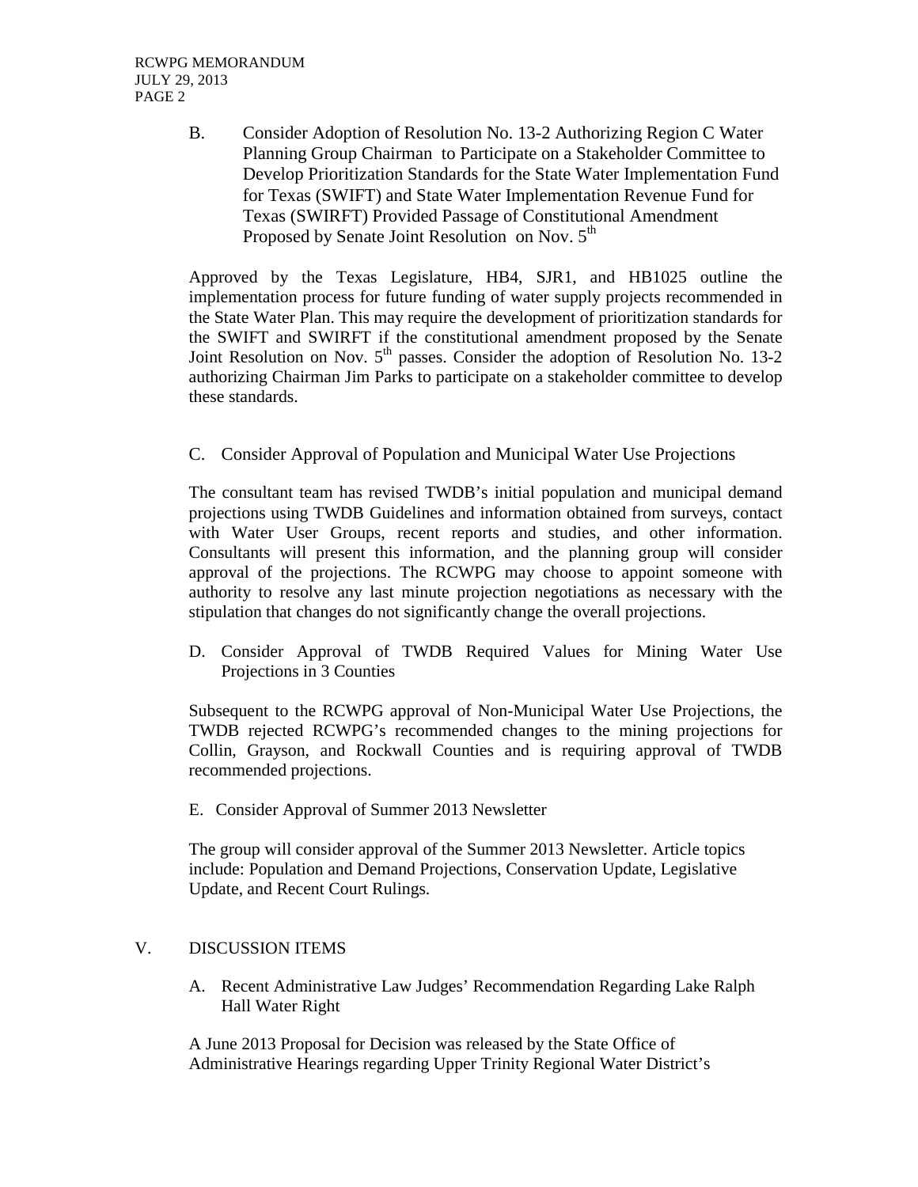B. Consider Adoption of Resolution No. 13-2 Authorizing Region C Water Planning Group Chairman to Participate on a Stakeholder Committee to Develop Prioritization Standards for the State Water Implementation Fund for Texas (SWIFT) and State Water Implementation Revenue Fund for Texas (SWIRFT) Provided Passage of Constitutional Amendment Proposed by Senate Joint Resolution on Nov. 5th

Approved by the Texas Legislature, HB4, SJR1, and HB1025 outline the implementation process for future funding of water supply projects recommended in the State Water Plan. This may require the development of prioritization standards for the SWIFT and SWIRFT if the constitutional amendment proposed by the Senate Joint Resolution on Nov. 5th passes. Consider the adoption of Resolution No. 13-2 authorizing Chairman Jim Parks to participate on a stakeholder committee to develop these standards.

C. Consider Approval of Population and Municipal Water Use Projections

The consultant team has revised TWDB's initial population and municipal demand projections using TWDB Guidelines and information obtained from surveys, contact with Water User Groups, recent reports and studies, and other information. Consultants will present this information, and the planning group will consider approval of the projections. The RCWPG may choose to appoint someone with authority to resolve any last minute projection negotiations as necessary with the stipulation that changes do not significantly change the overall projections.

D. Consider Approval of TWDB Required Values for Mining Water Use Projections in 3 Counties

Subsequent to the RCWPG approval of Non-Municipal Water Use Projections, the TWDB rejected RCWPG's recommended changes to the mining projections for Collin, Grayson, and Rockwall Counties and is requiring approval of TWDB recommended projections.

E. Consider Approval of Summer 2013 Newsletter

The group will consider approval of the Summer 2013 Newsletter. Article topics include: Population and Demand Projections, Conservation Update, Legislative Update, and Recent Court Rulings.

V. DISCUSSION ITEMS

A. Recent Administrative Law Judges' Recommendation Regarding Lake Ralph Hall Water Right

A June 2013 Proposal for Decision was released by the State Office of Administrative Hearings regarding Upper Trinity Regional Water District's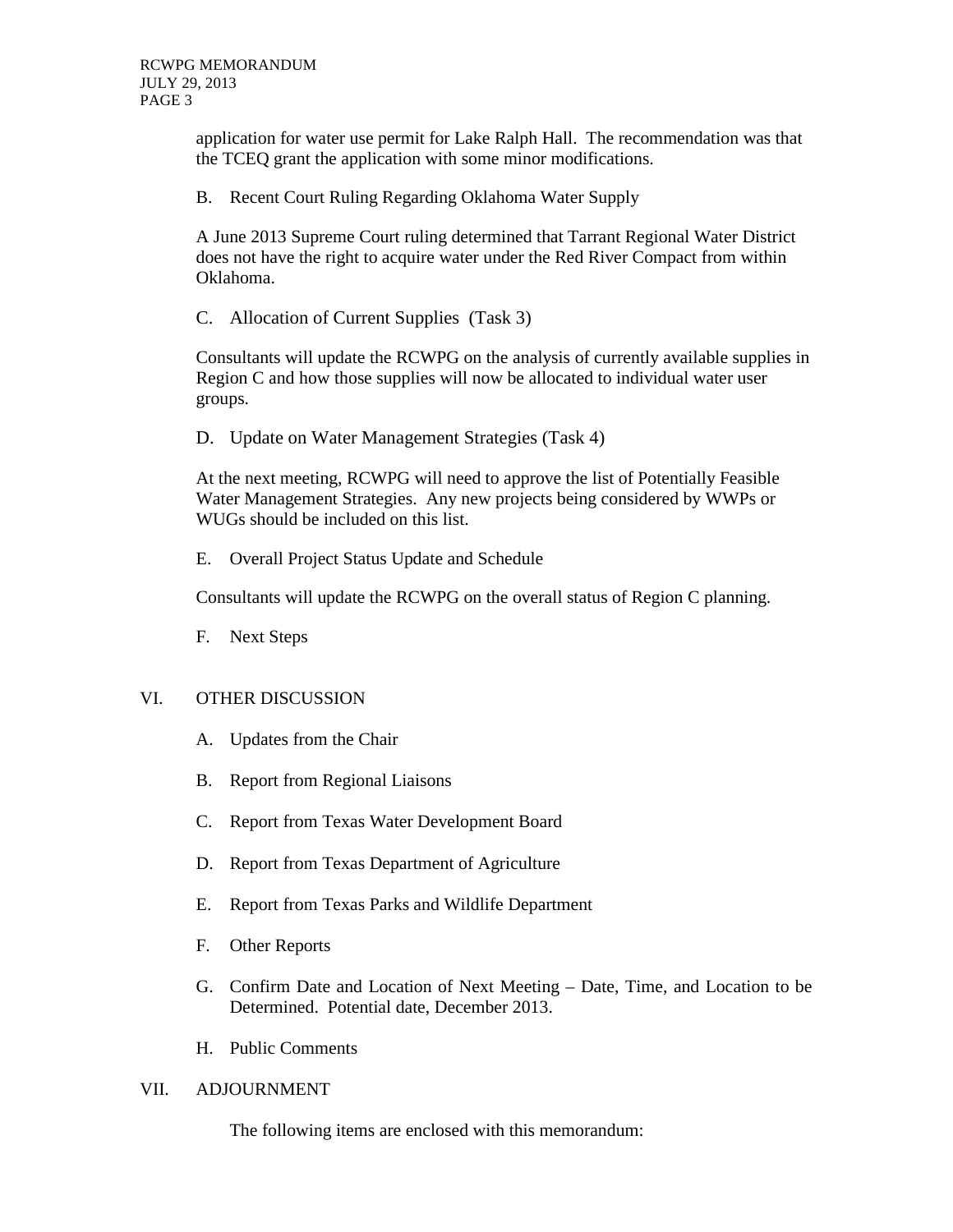application for water use permit for Lake Ralph Hall. The recommendation was that the TCEQ grant the application with some minor modifications.

B. Recent Court Ruling Regarding Oklahoma Water Supply

A June 2013 Supreme Court ruling determined that Tarrant Regional Water District does not have the right to acquire water under the Red River Compact from within Oklahoma.

C. Allocation of Current Supplies (Task 3)

Consultants will update the RCWPG on the analysis of currently available supplies in Region C and how those supplies will now be allocated to individual water user groups.

D. Update on Water Management Strategies (Task 4)

At the next meeting, RCWPG will need to approve the list of Potentially Feasible Water Management Strategies. Any new projects being considered by WWPs or WUGs should be included on this list.

E. Overall Project Status Update and Schedule

Consultants will update the RCWPG on the overall status of Region C planning.

F. Next Steps

VI. OTHER DISCUSSION

A. Updates from the Chair

B. Report from Regional Liaisons

C. Report from Texas Water Development Board

D. Report from Texas Department of Agriculture

E. Report from Texas Parks and Wildlife Department

F. Other Reports

G. Confirm Date and Location of Next Meeting – Date, Time, and Location to be Determined. Potential date, December 2013.

H. Public Comments

VII. ADJOURNMENT

The following items are enclosed with this memorandum: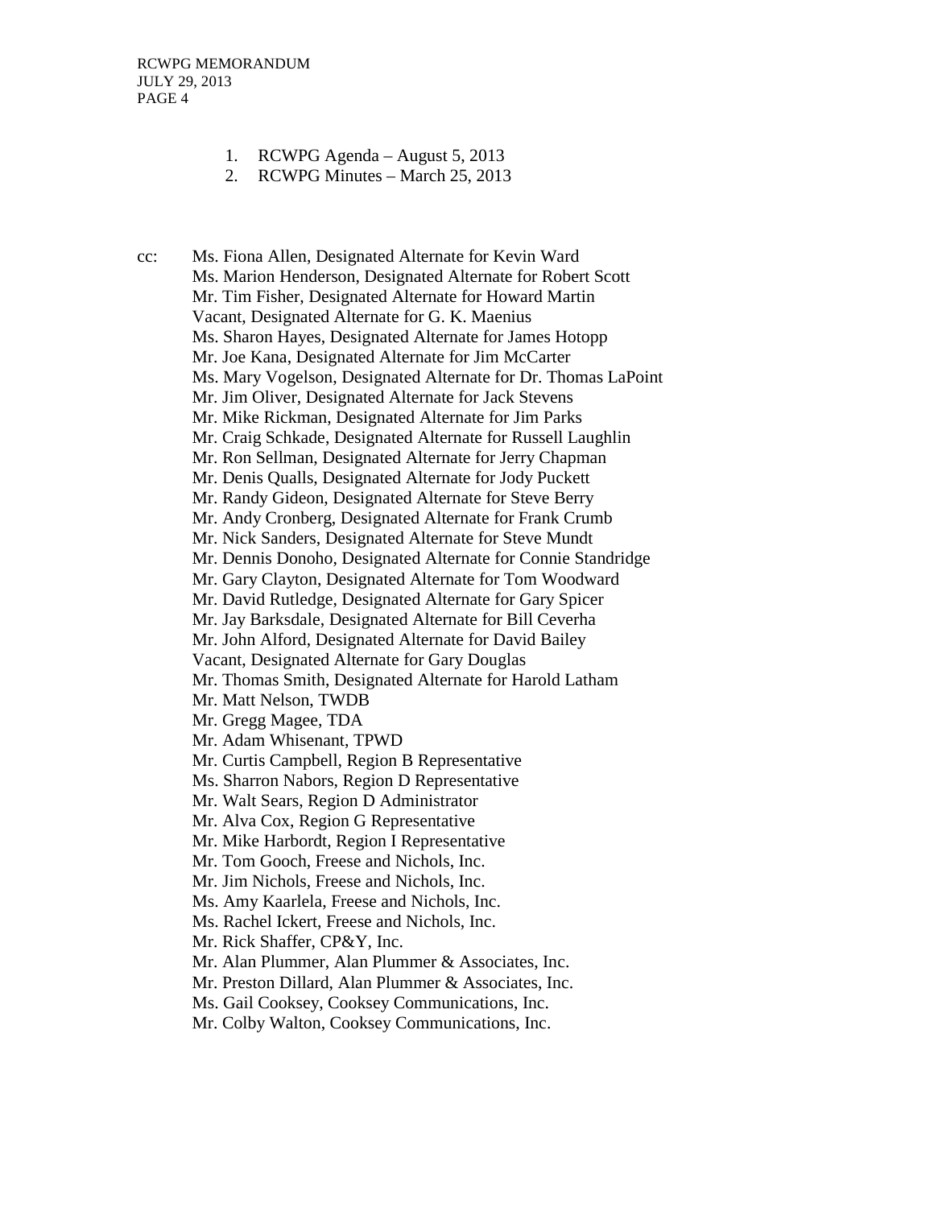1. RCWPG Agenda – August 5, 2013
2. RCWPG Minutes – March 25, 2013

cc: Ms. Fiona Allen, Designated Alternate for Kevin Ward
Ms. Marion Henderson, Designated Alternate for Robert Scott
Mr. Tim Fisher, Designated Alternate for Howard Martin
Vacant, Designated Alternate for G. K. Maenius
Ms. Sharon Hayes, Designated Alternate for James Hotopp
Mr. Joe Kana, Designated Alternate for Jim McCarter
Ms. Mary Vogelson, Designated Alternate for Dr. Thomas LaPoint
Mr. Jim Oliver, Designated Alternate for Jack Stevens
Mr. Mike Rickman, Designated Alternate for Jim Parks
Mr. Craig Schkade, Designated Alternate for Russell Laughlin
Mr. Ron Sellman, Designated Alternate for Jerry Chapman
Mr. Denis Qualls, Designated Alternate for Jody Puckett
Mr. Randy Gideon, Designated Alternate for Steve Berry
Mr. Andy Cronberg, Designated Alternate for Frank Crumb
Mr. Nick Sanders, Designated Alternate for Steve Mundt
Mr. Dennis Donoho, Designated Alternate for Connie Standridge
Mr. Gary Clayton, Designated Alternate for Tom Woodward
Mr. David Rutledge, Designated Alternate for Gary Spicer
Mr. Jay Barksdale, Designated Alternate for Bill Ceverha
Mr. John Alford, Designated Alternate for David Bailey
Vacant, Designated Alternate for Gary Douglas
Mr. Thomas Smith, Designated Alternate for Harold Latham
Mr. Matt Nelson, TWDB
Mr. Gregg Magee, TDA
Mr. Adam Whisenant, TPWD
Mr. Curtis Campbell, Region B Representative
Ms. Sharron Nabors, Region D Representative
Mr. Walt Sears, Region D Administrator
Mr. Alva Cox, Region G Representative
Mr. Mike Harbordt, Region I Representative
Mr. Tom Gooch, Freese and Nichols, Inc.
Mr. Jim Nichols, Freese and Nichols, Inc.
Ms. Amy Kaarlela, Freese and Nichols, Inc.
Ms. Rachel Ickert, Freese and Nichols, Inc.
Mr. Rick Shaffer, CP&Y, Inc.
Mr. Alan Plummer, Alan Plummer & Associates, Inc.
Mr. Preston Dillard, Alan Plummer & Associates, Inc.
Ms. Gail Cooksey, Cooksey Communications, Inc.
Mr. Colby Walton, Cooksey Communications, Inc.